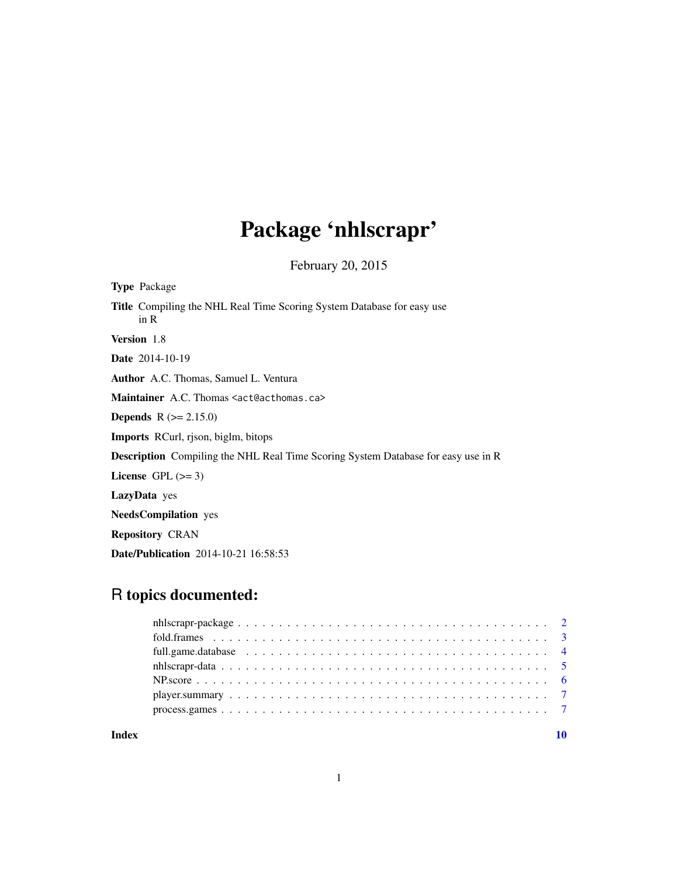# Package 'nhlscrapr'

February 20, 2015

**Type** Package

**Title** Compiling the NHL Real Time Scoring System Database for easy use in R

**Version** 1.8

**Date** 2014-10-19

**Author** A.C. Thomas, Samuel L. Ventura

**Maintainer** A.C. Thomas <act@acthomas.ca>

**Depends** R (>= 2.15.0)

**Imports** RCurl, rjson, biglm, bitops

**Description** Compiling the NHL Real Time Scoring System Database for easy use in R

**License** GPL (>= 3)

**LazyData** yes

**NeedsCompilation** yes

**Repository** CRAN

**Date/Publication** 2014-10-21 16:58:53

## R topics documented:

- nhlscrapr-package . . . . . . . . . . . . . . . . . . . . . . . . . . . . . . . . . . . . . . 2
- fold.frames . . . . . . . . . . . . . . . . . . . . . . . . . . . . . . . . . . . . . . . . . 3
- full.game.database . . . . . . . . . . . . . . . . . . . . . . . . . . . . . . . . . . . . . 4
- nhlscrapr-data . . . . . . . . . . . . . . . . . . . . . . . . . . . . . . . . . . . . . . . 5
- NP.score . . . . . . . . . . . . . . . . . . . . . . . . . . . . . . . . . . . . . . . . . . 6
- player.summary . . . . . . . . . . . . . . . . . . . . . . . . . . . . . . . . . . . . . . 7
- process.games . . . . . . . . . . . . . . . . . . . . . . . . . . . . . . . . . . . . . . . 7

**Index** **10**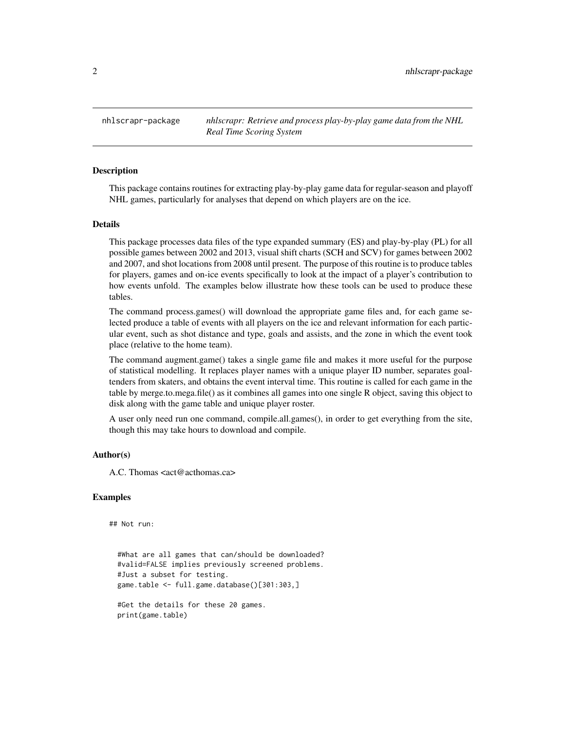## nhlscrapr-package — *nhlscrapr: Retrieve and process play-by-play game data from the NHL Real Time Scoring System*

### Description

This package contains routines for extracting play-by-play game data for regular-season and playoff NHL games, particularly for analyses that depend on which players are on the ice.

### Details

This package processes data files of the type expanded summary (ES) and play-by-play (PL) for all possible games between 2002 and 2013, visual shift charts (SCH and SCV) for games between 2002 and 2007, and shot locations from 2008 until present. The purpose of this routine is to produce tables for players, games and on-ice events specifically to look at the impact of a player's contribution to how events unfold. The examples below illustrate how these tools can be used to produce these tables.

The command process.games() will download the appropriate game files and, for each game selected produce a table of events with all players on the ice and relevant information for each particular event, such as shot distance and type, goals and assists, and the zone in which the event took place (relative to the home team).

The command augment.game() takes a single game file and makes it more useful for the purpose of statistical modelling. It replaces player names with a unique player ID number, separates goaltenders from skaters, and obtains the event interval time. This routine is called for each game in the table by merge.to.mega.file() as it combines all games into one single R object, saving this object to disk along with the game table and unique player roster.

A user only need run one command, compile.all.games(), in order to get everything from the site, though this may take hours to download and compile.

### Author(s)

A.C. Thomas <act@acthomas.ca>

### Examples

```
## Not run:


  #What are all games that can/should be downloaded?
  #valid=FALSE implies previously screened problems.
  #Just a subset for testing.
  game.table <- full.game.database()[301:303,]

  #Get the details for these 20 games.
  print(game.table)
```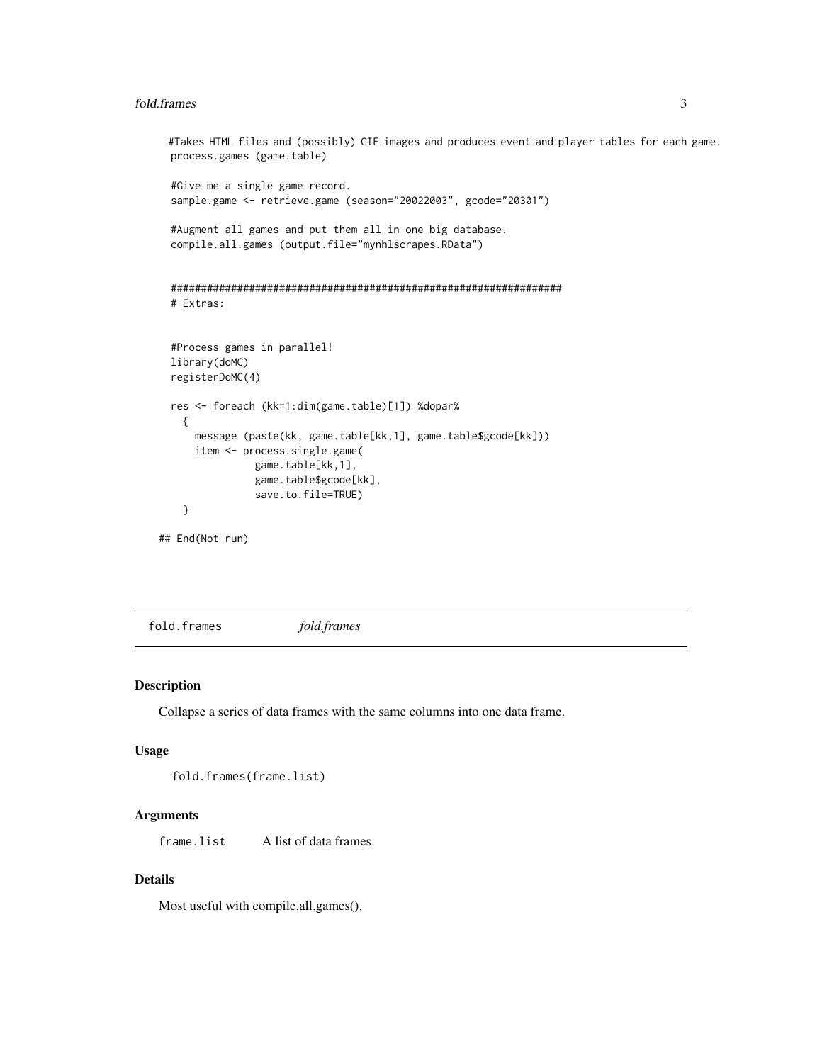```
#Takes HTML files and (possibly) GIF images and produces event and player tables for each game.
process.games (game.table)

#Give me a single game record.
sample.game <- retrieve.game (season="20022003", gcode="20301")

#Augment all games and put them all in one big database.
compile.all.games (output.file="mynhlscrapes.RData")


################################################################
# Extras:


#Process games in parallel!
library(doMC)
registerDoMC(4)

res <- foreach (kk=1:dim(game.table)[1]) %dopar%
  {
    message (paste(kk, game.table[kk,1], game.table$gcode[kk]))
    item <- process.single.game(
              game.table[kk,1],
              game.table$gcode[kk],
              save.to.file=TRUE)
  }

## End(Not run)
```

---

## fold.frames — *fold.frames*

### Description

Collapse a series of data frames with the same columns into one data frame.

### Usage

```
fold.frames(frame.list)
```

### Arguments

| | |
|---|---|
| `frame.list` | A list of data frames. |

### Details

Most useful with compile.all.games().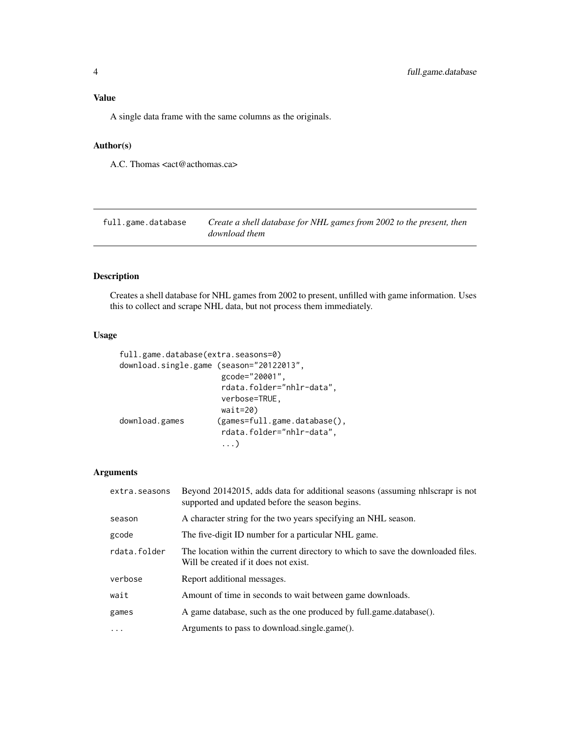### Value

A single data frame with the same columns as the originals.

### Author(s)

A.C. Thomas <act@acthomas.ca>

---

| full.game.database | *Create a shell database for NHL games from 2002 to the present, then download them* |
| --- | --- |

### Description

Creates a shell database for NHL games from 2002 to present, unfilled with game information. Uses this to collect and scrape NHL data, but not process them immediately.

### Usage

```
full.game.database(extra.seasons=0)
download.single.game (season="20122013",
                      gcode="20001",
                      rdata.folder="nhlr-data",
                      verbose=TRUE,
                      wait=20)
download.games       (games=full.game.database(),
                      rdata.folder="nhlr-data",
                      ...)
```

### Arguments

| | |
| --- | --- |
| extra.seasons | Beyond 20142015, adds data for additional seasons (assuming nhlscrapr is not supported and updated before the season begins. |
| season | A character string for the two years specifying an NHL season. |
| gcode | The five-digit ID number for a particular NHL game. |
| rdata.folder | The location within the current directory to which to save the downloaded files. Will be created if it does not exist. |
| verbose | Report additional messages. |
| wait | Amount of time in seconds to wait between game downloads. |
| games | A game database, such as the one produced by full.game.database(). |
| ... | Arguments to pass to download.single.game(). |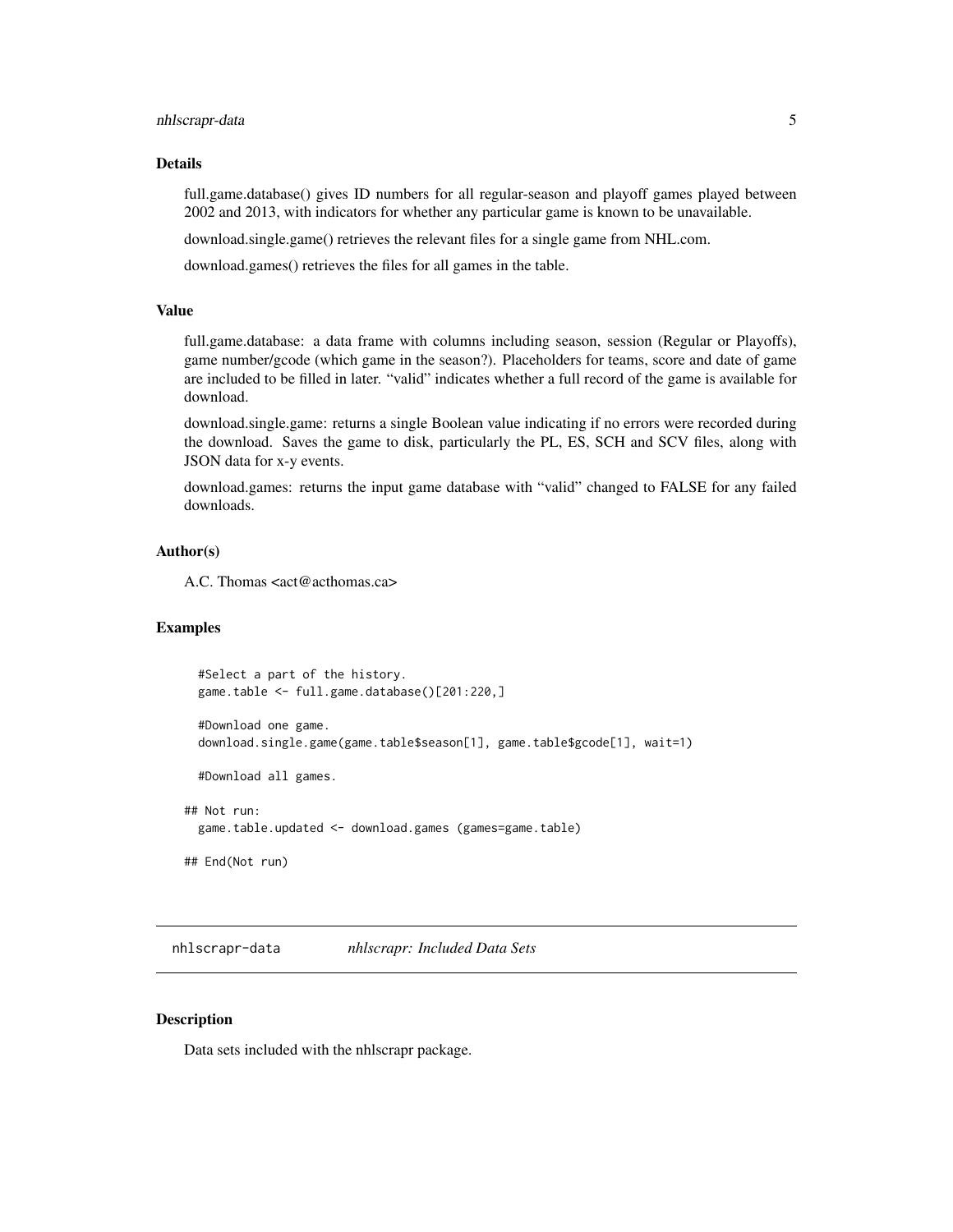### Details

full.game.database() gives ID numbers for all regular-season and playoff games played between 2002 and 2013, with indicators for whether any particular game is known to be unavailable.

download.single.game() retrieves the relevant files for a single game from NHL.com.

download.games() retrieves the files for all games in the table.

### Value

full.game.database: a data frame with columns including season, session (Regular or Playoffs), game number/gcode (which game in the season?). Placeholders for teams, score and date of game are included to be filled in later. "valid" indicates whether a full record of the game is available for download.

download.single.game: returns a single Boolean value indicating if no errors were recorded during the download. Saves the game to disk, particularly the PL, ES, SCH and SCV files, along with JSON data for x-y events.

download.games: returns the input game database with "valid" changed to FALSE for any failed downloads.

### Author(s)

A.C. Thomas <act@acthomas.ca>

### Examples

```
  #Select a part of the history.
  game.table <- full.game.database()[201:220,]

  #Download one game.
  download.single.game(game.table$season[1], game.table$gcode[1], wait=1)

  #Download all games.

## Not run:
  game.table.updated <- download.games (games=game.table)

## End(Not run)
```

---

## nhlscrapr-data — *nhlscrapr: Included Data Sets*

---

### Description

Data sets included with the nhlscrapr package.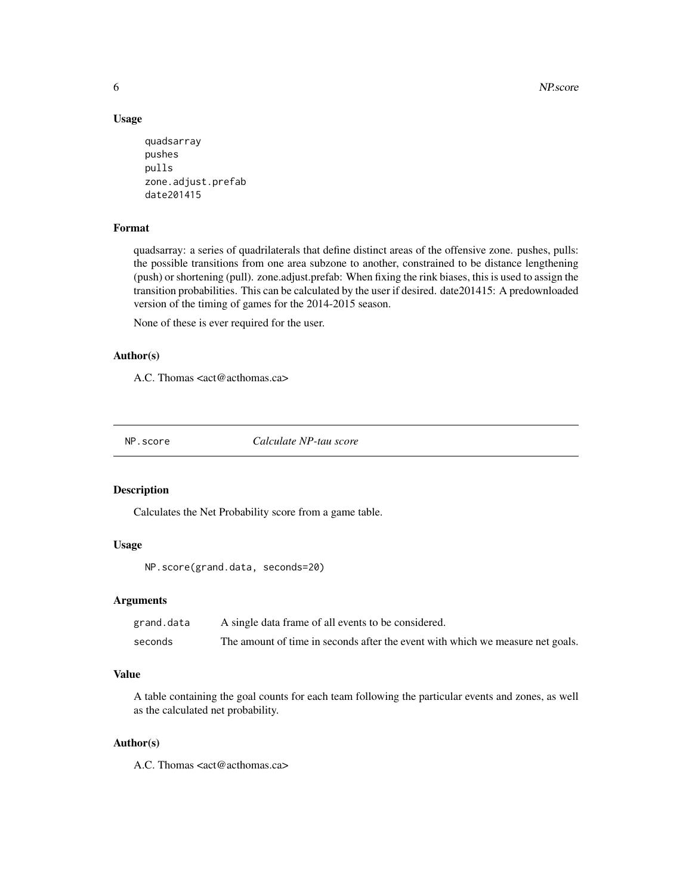### Usage

```
quadsarray
pushes
pulls
zone.adjust.prefab
date201415
```

### Format

quadsarray: a series of quadrilaterals that define distinct areas of the offensive zone. pushes, pulls: the possible transitions from one area subzone to another, constrained to be distance lengthening (push) or shortening (pull). zone.adjust.prefab: When fixing the rink biases, this is used to assign the transition probabilities. This can be calculated by the user if desired. date201415: A predownloaded version of the timing of games for the 2014-2015 season.

None of these is ever required for the user.

### Author(s)

A.C. Thomas <act@acthomas.ca>

---

## NP.score — *Calculate NP-tau score*

### Description

Calculates the Net Probability score from a game table.

### Usage

```
NP.score(grand.data, seconds=20)
```

### Arguments

| | |
|---|---|
| grand.data | A single data frame of all events to be considered. |
| seconds | The amount of time in seconds after the event with which we measure net goals. |

### Value

A table containing the goal counts for each team following the particular events and zones, as well as the calculated net probability.

### Author(s)

A.C. Thomas <act@acthomas.ca>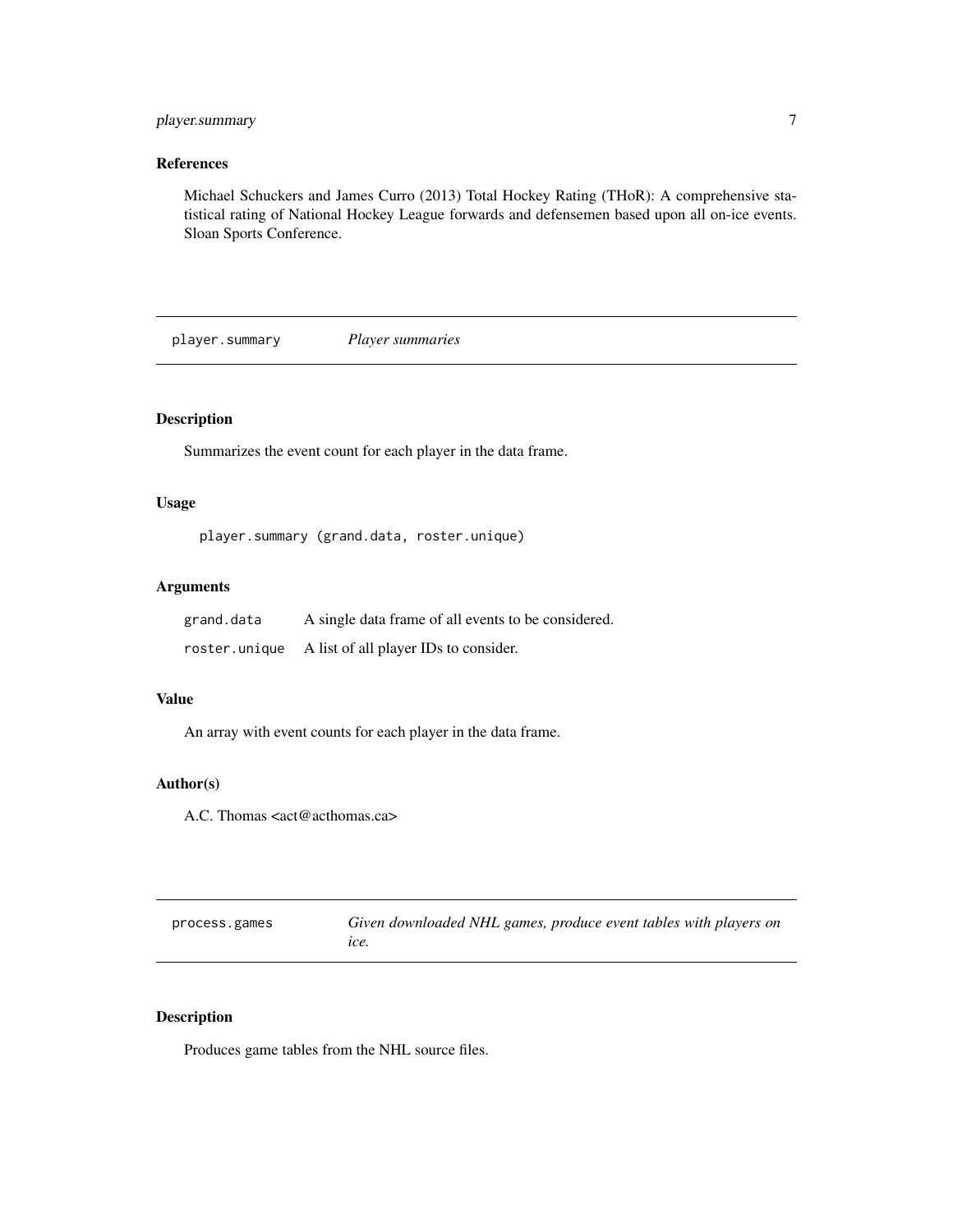### References

Michael Schuckers and James Curro (2013) Total Hockey Rating (THoR): A comprehensive statistical rating of National Hockey League forwards and defensemen based upon all on-ice events. Sloan Sports Conference.

## player.summary *Player summaries*

### Description

Summarizes the event count for each player in the data frame.

### Usage

```
player.summary (grand.data, roster.unique)
```

### Arguments

| | |
|---|---|
| grand.data | A single data frame of all events to be considered. |
| roster.unique | A list of all player IDs to consider. |

### Value

An array with event counts for each player in the data frame.

### Author(s)

A.C. Thomas <act@acthomas.ca>

## process.games *Given downloaded NHL games, produce event tables with players on ice.*

### Description

Produces game tables from the NHL source files.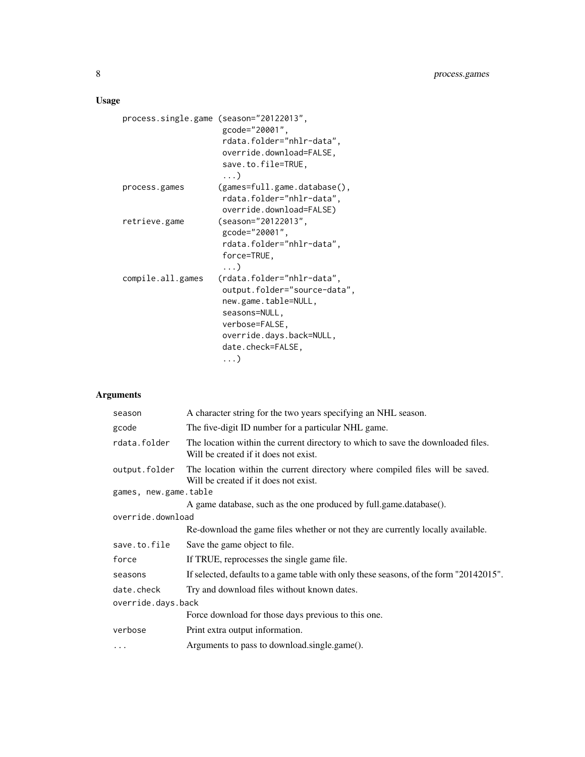## Usage

```
process.single.game (season="20122013",
                     gcode="20001",
                     rdata.folder="nhlr-data",
                     override.download=FALSE,
                     save.to.file=TRUE,
                     ...)
process.games       (games=full.game.database(),
                     rdata.folder="nhlr-data",
                     override.download=FALSE)
retrieve.game       (season="20122013",
                     gcode="20001",
                     rdata.folder="nhlr-data",
                     force=TRUE,
                     ...)
compile.all.games   (rdata.folder="nhlr-data",
                     output.folder="source-data",
                     new.game.table=NULL,
                     seasons=NULL,
                     verbose=FALSE,
                     override.days.back=NULL,
                     date.check=FALSE,
                     ...)
```

## Arguments

| Argument | Description |
|---|---|
| `season` | A character string for the two years specifying an NHL season. |
| `gcode` | The five-digit ID number for a particular NHL game. |
| `rdata.folder` | The location within the current directory to which to save the downloaded files. Will be created if it does not exist. |
| `output.folder` | The location within the current directory where compiled files will be saved. Will be created if it does not exist. |
| `games, new.game.table` | A game database, such as the one produced by full.game.database(). |
| `override.download` | Re-download the game files whether or not they are currently locally available. |
| `save.to.file` | Save the game object to file. |
| `force` | If TRUE, reprocesses the single game file. |
| `seasons` | If selected, defaults to a game table with only these seasons, of the form "20142015". |
| `date.check` | Try and download files without known dates. |
| `override.days.back` | Force download for those days previous to this one. |
| `verbose` | Print extra output information. |
| `...` | Arguments to pass to download.single.game(). |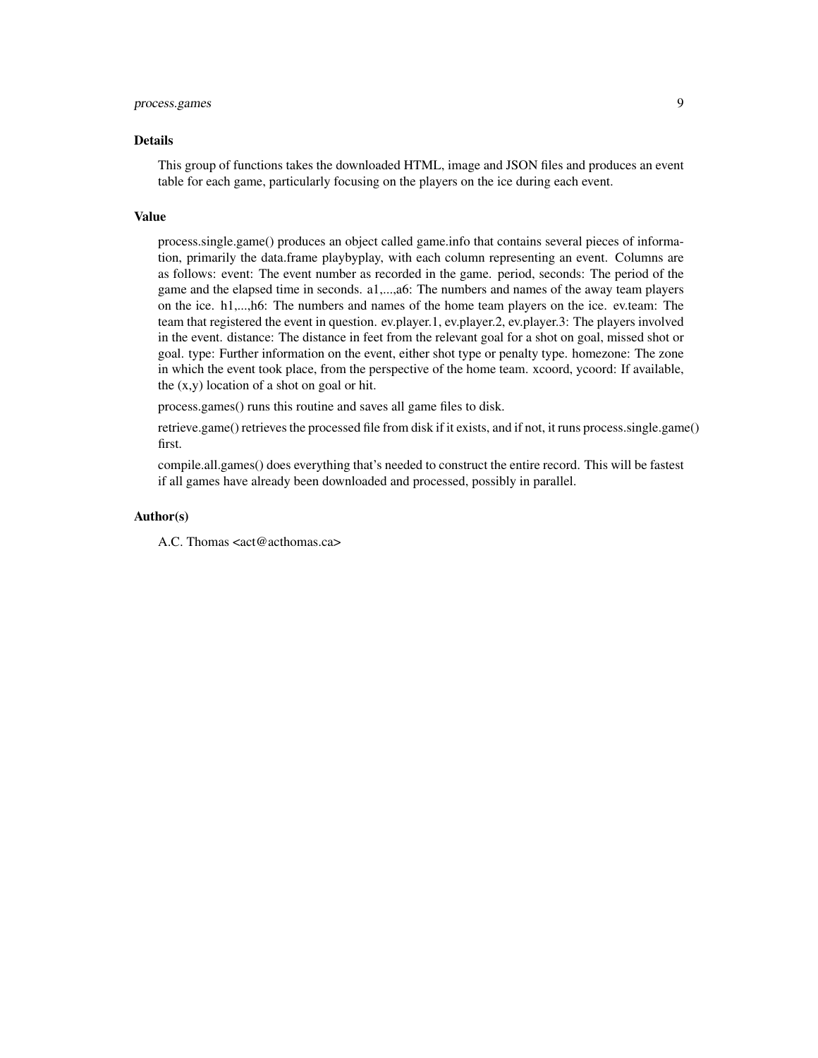### Details

This group of functions takes the downloaded HTML, image and JSON files and produces an event table for each game, particularly focusing on the players on the ice during each event.

### Value

process.single.game() produces an object called game.info that contains several pieces of information, primarily the data.frame playbyplay, with each column representing an event. Columns are as follows: event: The event number as recorded in the game. period, seconds: The period of the game and the elapsed time in seconds. a1,...,a6: The numbers and names of the away team players on the ice. h1,...,h6: The numbers and names of the home team players on the ice. ev.team: The team that registered the event in question. ev.player.1, ev.player.2, ev.player.3: The players involved in the event. distance: The distance in feet from the relevant goal for a shot on goal, missed shot or goal. type: Further information on the event, either shot type or penalty type. homezone: The zone in which the event took place, from the perspective of the home team. xcoord, ycoord: If available, the (x,y) location of a shot on goal or hit.

process.games() runs this routine and saves all game files to disk.

retrieve.game() retrieves the processed file from disk if it exists, and if not, it runs process.single.game() first.

compile.all.games() does everything that's needed to construct the entire record. This will be fastest if all games have already been downloaded and processed, possibly in parallel.

### Author(s)

A.C. Thomas <act@acthomas.ca>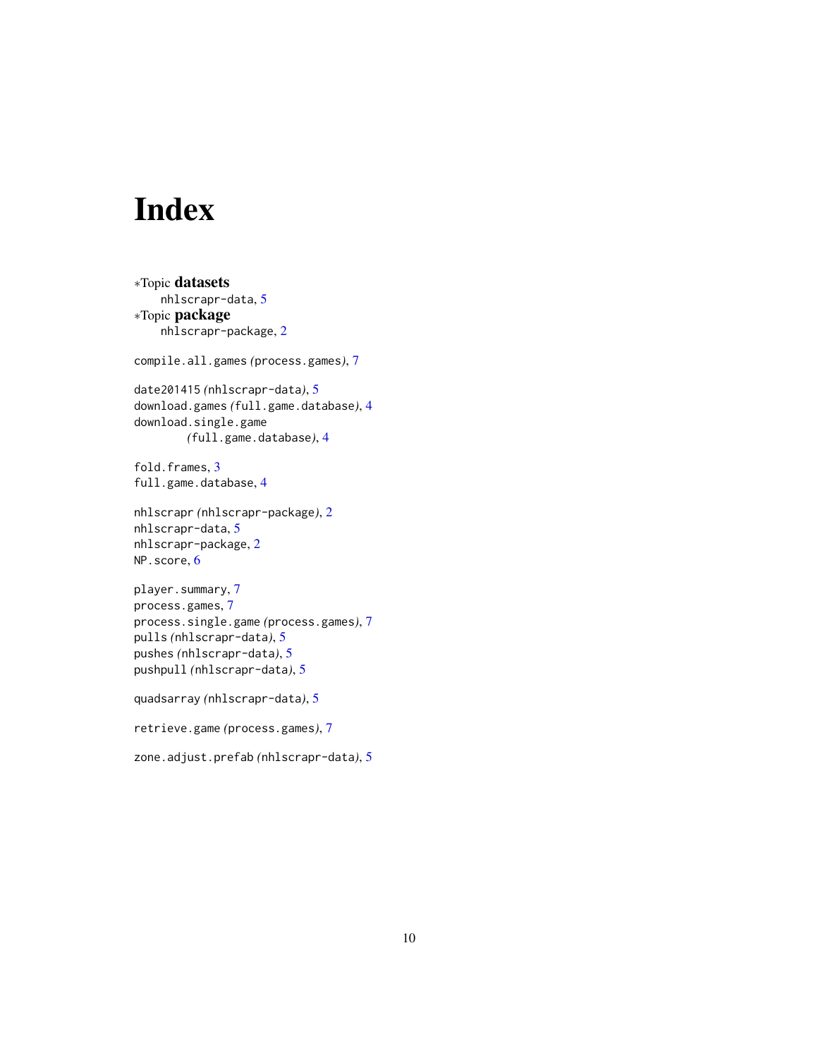# Index

*Topic **datasets**
    nhlscrapr-data, 5
*Topic **package**
    nhlscrapr-package, 2

compile.all.games *(*process.games*)*, 7

date201415 *(*nhlscrapr-data*)*, 5
download.games *(*full.game.database*)*, 4
download.single.game
        *(*full.game.database*)*, 4

fold.frames, 3
full.game.database, 4

nhlscrapr *(*nhlscrapr-package*)*, 2
nhlscrapr-data, 5
nhlscrapr-package, 2
NP.score, 6

player.summary, 7
process.games, 7
process.single.game *(*process.games*)*, 7
pulls *(*nhlscrapr-data*)*, 5
pushes *(*nhlscrapr-data*)*, 5
pushpull *(*nhlscrapr-data*)*, 5

quadsarray *(*nhlscrapr-data*)*, 5

retrieve.game *(*process.games*)*, 7

zone.adjust.prefab *(*nhlscrapr-data*)*, 5